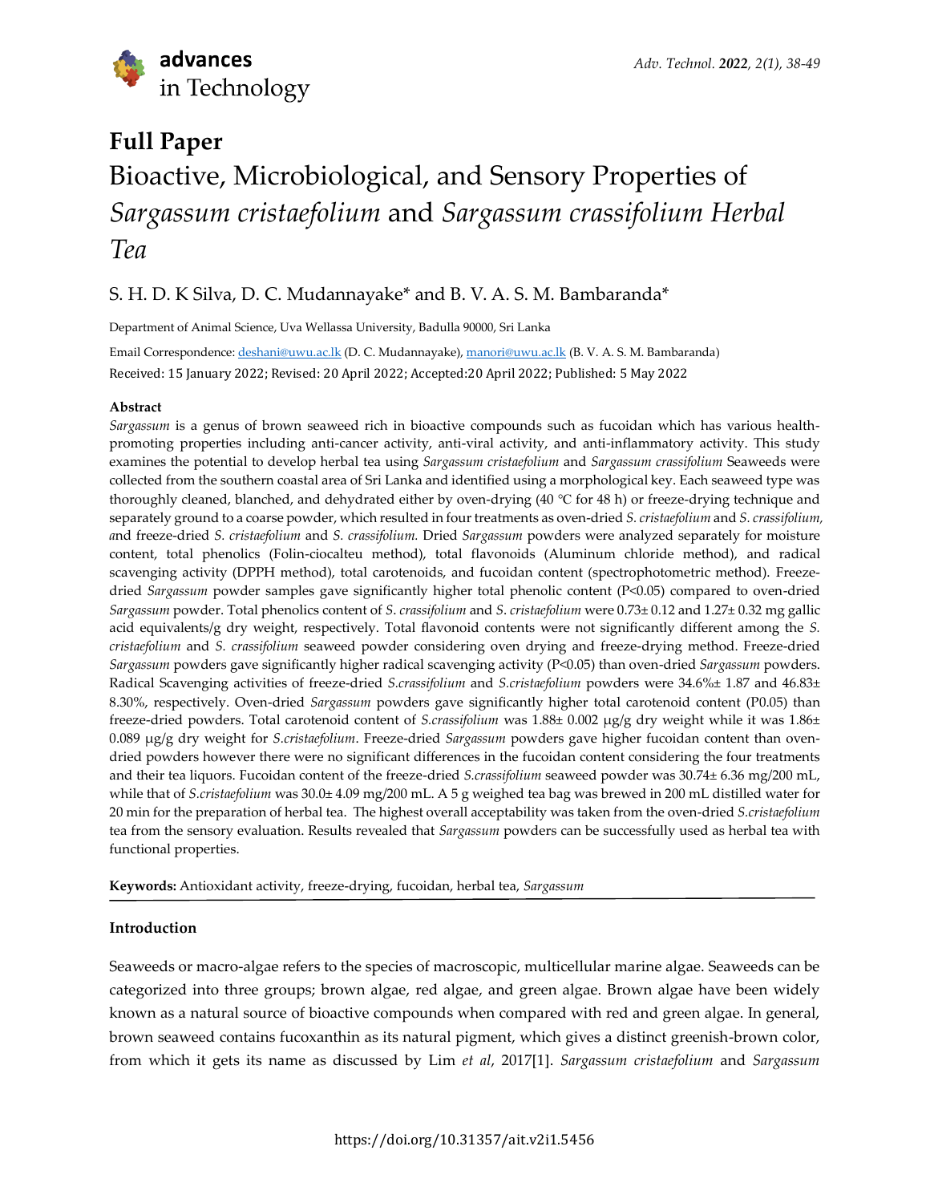# Full Paper

# Bioactive, Microbiological, and Sensory Properties of *Sargassum cristaefolium* and *Sargassum crassifolium Herbal Tea*

S. H. D. K Silva, D. C. Mudannayake* and B. V. A. S. M. Bambaranda*

Department of Animal Science, Uva Wellassa University, Badulla 90000, Sri Lanka

Email Correspondence: deshani@uwu.ac.lk (D. C. Mudannayake), manori@uwu.ac.lk (B. V. A. S. M. Bambaranda)

Received: 15 January 2022; Revised: 20 April 2022; Accepted:20 April 2022; Published: 5 May 2022

### Abstract

*Sargassum* is a genus of brown seaweed rich in bioactive compounds such as fucoidan which has various health-promoting properties including anti-cancer activity, anti-viral activity, and anti-inflammatory activity. This study examines the potential to develop herbal tea using *Sargassum cristaefolium* and *Sargassum crassifolium* Seaweeds were collected from the southern coastal area of Sri Lanka and identified using a morphological key. Each seaweed type was thoroughly cleaned, blanched, and dehydrated either by oven-drying (40 ℃ for 48 h) or freeze-drying technique and separately ground to a coarse powder, which resulted in four treatments as oven-dried *S. cristaefolium* and *S. crassifolium, a*nd freeze-dried *S. cristaefolium* and *S. crassifolium.* Dried *Sargassum* powders were analyzed separately for moisture content, total phenolics (Folin-ciocalteu method), total flavonoids (Aluminum chloride method), and radical scavenging activity (DPPH method), total carotenoids, and fucoidan content (spectrophotometric method). Freeze-dried *Sargassum* powder samples gave significantly higher total phenolic content ($P<0.05$) compared to oven-dried *Sargassum* powder. Total phenolics content of *S. crassifolium* and *S. cristaefolium* were 0.73± 0.12 and 1.27± 0.32 mg gallic acid equivalents/g dry weight, respectively. Total flavonoid contents were not significantly different among the *S. cristaefolium* and *S. crassifolium* seaweed powder considering oven drying and freeze-drying method. Freeze-dried *Sargassum* powders gave significantly higher radical scavenging activity ($P<0.05$) than oven-dried *Sargassum* powders. Radical Scavenging activities of freeze-dried *S.crassifolium* and *S.cristaefolium* powders were 34.6%± 1.87 and 46.83± 8.30%, respectively. Oven-dried *Sargassum* powders gave significantly higher total carotenoid content (P0.05) than freeze-dried powders. Total carotenoid content of *S.crassifolium* was 1.88± 0.002 µg/g dry weight while it was 1.86± 0.089 µg/g dry weight for *S.cristaefolium*. Freeze-dried *Sargassum* powders gave higher fucoidan content than oven-dried powders however there were no significant differences in the fucoidan content considering the four treatments and their tea liquors. Fucoidan content of the freeze-dried *S.crassifolium* seaweed powder was 30.74± 6.36 mg/200 mL, while that of *S.cristaefolium* was 30.0± 4.09 mg/200 mL. A 5 g weighed tea bag was brewed in 200 mL distilled water for 20 min for the preparation of herbal tea. The highest overall acceptability was taken from the oven-dried *S.cristaefolium* tea from the sensory evaluation. Results revealed that *Sargassum* powders can be successfully used as herbal tea with functional properties.

**Keywords:** Antioxidant activity, freeze-drying, fucoidan, herbal tea, *Sargassum*

### Introduction

Seaweeds or macro-algae refers to the species of macroscopic, multicellular marine algae. Seaweeds can be categorized into three groups; brown algae, red algae, and green algae. Brown algae have been widely known as a natural source of bioactive compounds when compared with red and green algae. In general, brown seaweed contains fucoxanthin as its natural pigment, which gives a distinct greenish-brown color, from which it gets its name as discussed by Lim *et al*, 2017[1]. *Sargassum cristaefolium* and *Sargassum*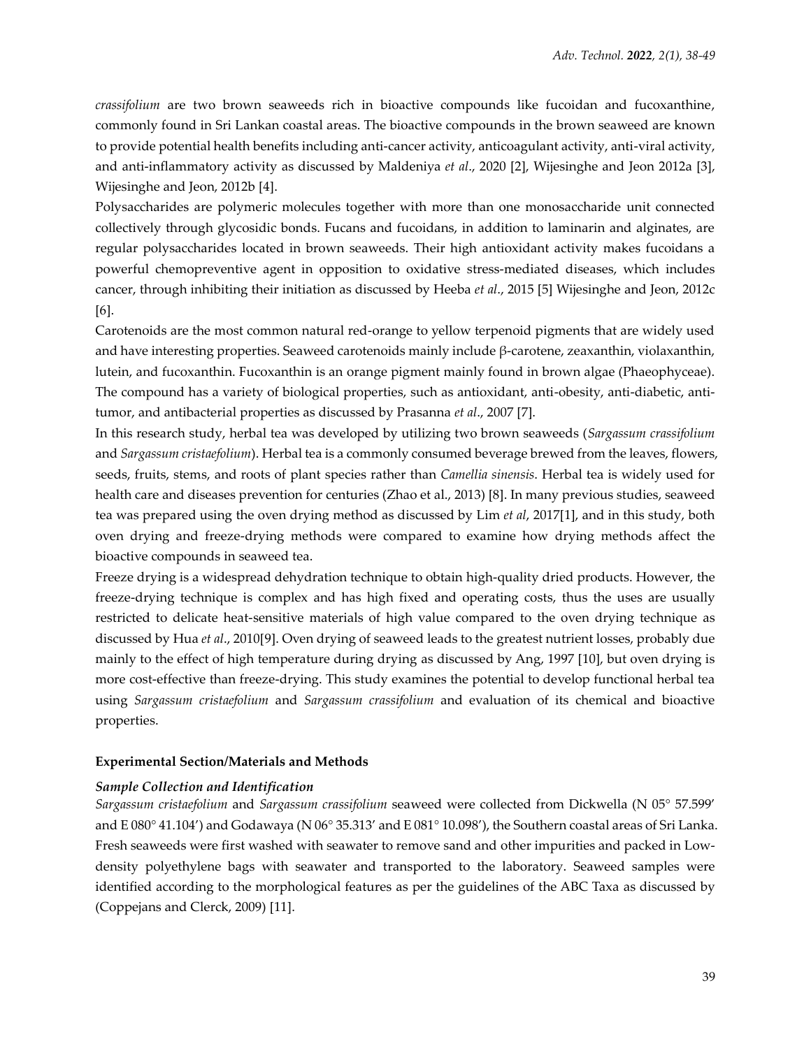*crassifolium* are two brown seaweeds rich in bioactive compounds like fucoidan and fucoxanthine, commonly found in Sri Lankan coastal areas. The bioactive compounds in the brown seaweed are known to provide potential health benefits including anti-cancer activity, anticoagulant activity, anti-viral activity, and anti-inflammatory activity as discussed by Maldeniya *et al*., 2020 [2], Wijesinghe and Jeon 2012a [3], Wijesinghe and Jeon, 2012b [4].

Polysaccharides are polymeric molecules together with more than one monosaccharide unit connected collectively through glycosidic bonds. Fucans and fucoidans, in addition to laminarin and alginates, are regular polysaccharides located in brown seaweeds. Their high antioxidant activity makes fucoidans a powerful chemopreventive agent in opposition to oxidative stress-mediated diseases, which includes cancer, through inhibiting their initiation as discussed by Heeba *et al*., 2015 [5] Wijesinghe and Jeon, 2012c [6].

Carotenoids are the most common natural red-orange to yellow terpenoid pigments that are widely used and have interesting properties. Seaweed carotenoids mainly include β-carotene, zeaxanthin, violaxanthin, lutein, and fucoxanthin. Fucoxanthin is an orange pigment mainly found in brown algae (Phaeophyceae). The compound has a variety of biological properties, such as antioxidant, anti-obesity, anti-diabetic, anti-tumor, and antibacterial properties as discussed by Prasanna *et al*., 2007 [7].

In this research study, herbal tea was developed by utilizing two brown seaweeds (*Sargassum crassifolium* and *Sargassum cristaefolium*). Herbal tea is a commonly consumed beverage brewed from the leaves, flowers, seeds, fruits, stems, and roots of plant species rather than *Camellia sinensis*. Herbal tea is widely used for health care and diseases prevention for centuries (Zhao et al., 2013) [8]. In many previous studies, seaweed tea was prepared using the oven drying method as discussed by Lim *et al*, 2017[1], and in this study, both oven drying and freeze-drying methods were compared to examine how drying methods affect the bioactive compounds in seaweed tea.

Freeze drying is a widespread dehydration technique to obtain high-quality dried products. However, the freeze-drying technique is complex and has high fixed and operating costs, thus the uses are usually restricted to delicate heat-sensitive materials of high value compared to the oven drying technique as discussed by Hua *et al*., 2010[9]. Oven drying of seaweed leads to the greatest nutrient losses, probably due mainly to the effect of high temperature during drying as discussed by Ang, 1997 [10], but oven drying is more cost-effective than freeze-drying. This study examines the potential to develop functional herbal tea using *Sargassum cristaefolium* and *Sargassum crassifolium* and evaluation of its chemical and bioactive properties.

## Experimental Section/Materials and Methods

### *Sample Collection and Identification*

*Sargassum cristaefolium* and *Sargassum crassifolium* seaweed were collected from Dickwella (N 05° 57.599′ and E 080° 41.104′) and Godawaya (N 06° 35.313′ and E 081° 10.098′), the Southern coastal areas of Sri Lanka. Fresh seaweeds were first washed with seawater to remove sand and other impurities and packed in Low-density polyethylene bags with seawater and transported to the laboratory. Seaweed samples were identified according to the morphological features as per the guidelines of the ABC Taxa as discussed by (Coppejans and Clerck, 2009) [11].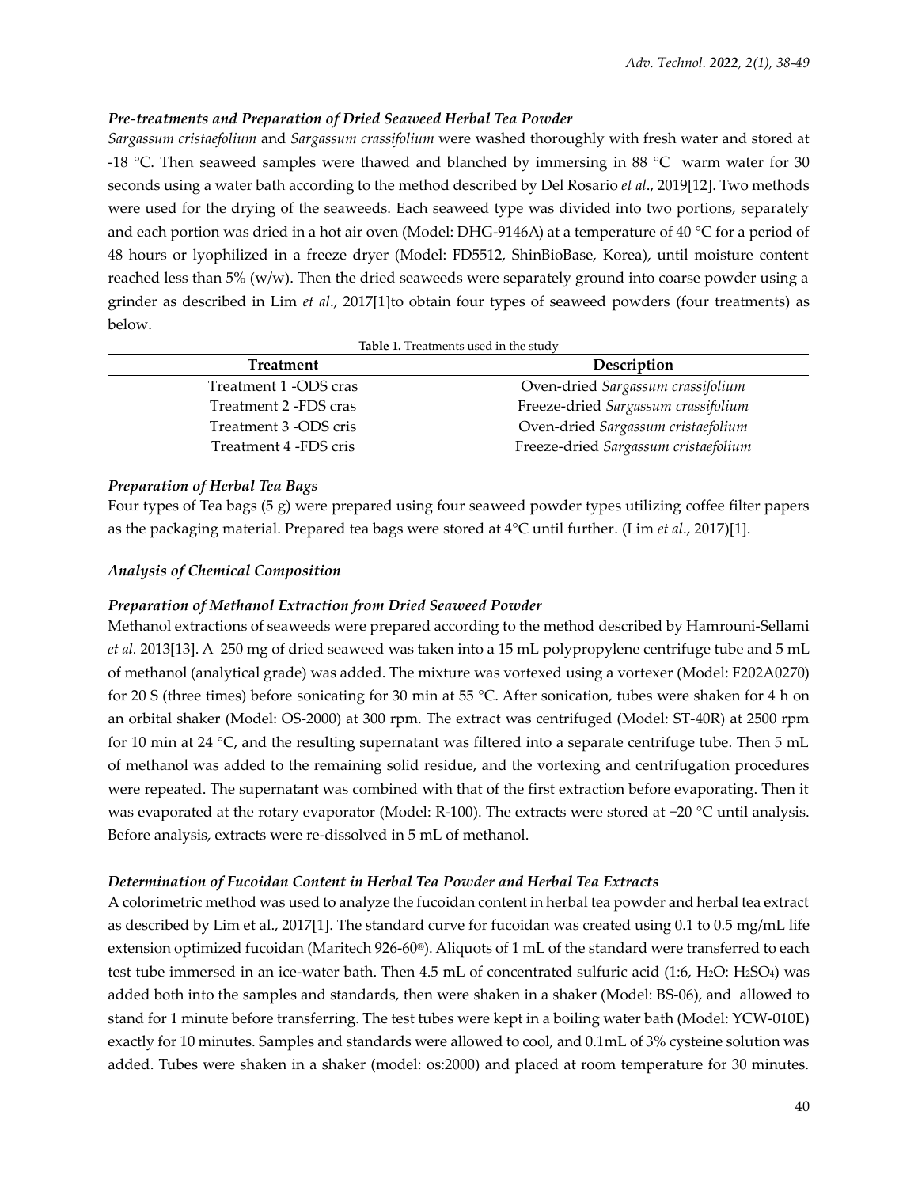### *Pre-treatments and Preparation of Dried Seaweed Herbal Tea Powder*

*Sargassum cristaefolium* and *Sargassum crassifolium* were washed thoroughly with fresh water and stored at -18 °C. Then seaweed samples were thawed and blanched by immersing in 88 °C warm water for 30 seconds using a water bath according to the method described by Del Rosario *et al*., 2019[12]. Two methods were used for the drying of the seaweeds. Each seaweed type was divided into two portions, separately and each portion was dried in a hot air oven (Model: DHG-9146A) at a temperature of 40 °C for a period of 48 hours or lyophilized in a freeze dryer (Model: FD5512, ShinBioBase, Korea), until moisture content reached less than 5% (w/w). Then the dried seaweeds were separately ground into coarse powder using a grinder as described in Lim *et al*., 2017[1]to obtain four types of seaweed powders (four treatments) as below.

**Table 1.** Treatments used in the study

| Treatment | Description |
| --- | --- |
| Treatment 1 -ODS cras | Oven-dried *Sargassum crassifolium* |
| Treatment 2 -FDS cras | Freeze-dried *Sargassum crassifolium* |
| Treatment 3 -ODS cris | Oven-dried *Sargassum cristaefolium* |
| Treatment 4 -FDS cris | Freeze-dried *Sargassum cristaefolium* |

### *Preparation of Herbal Tea Bags*

Four types of Tea bags (5 g) were prepared using four seaweed powder types utilizing coffee filter papers as the packaging material. Prepared tea bags were stored at 4°C until further. (Lim *et al*., 2017)[1].

### *Analysis of Chemical Composition*

### *Preparation of Methanol Extraction from Dried Seaweed Powder*

Methanol extractions of seaweeds were prepared according to the method described by Hamrouni-Sellami *et al.* 2013[13]. A 250 mg of dried seaweed was taken into a 15 mL polypropylene centrifuge tube and 5 mL of methanol (analytical grade) was added. The mixture was vortexed using a vortexer (Model: F202A0270) for 20 S (three times) before sonicating for 30 min at 55 °C. After sonication, tubes were shaken for 4 h on an orbital shaker (Model: OS-2000) at 300 rpm. The extract was centrifuged (Model: ST-40R) at 2500 rpm for 10 min at 24 °C, and the resulting supernatant was filtered into a separate centrifuge tube. Then 5 mL of methanol was added to the remaining solid residue, and the vortexing and centrifugation procedures were repeated. The supernatant was combined with that of the first extraction before evaporating. Then it was evaporated at the rotary evaporator (Model: R-100). The extracts were stored at −20 °C until analysis. Before analysis, extracts were re-dissolved in 5 mL of methanol.

### *Determination of Fucoidan Content in Herbal Tea Powder and Herbal Tea Extracts*

A colorimetric method was used to analyze the fucoidan content in herbal tea powder and herbal tea extract as described by Lim et al., 2017[1]. The standard curve for fucoidan was created using 0.1 to 0.5 mg/mL life extension optimized fucoidan (Maritech 926-60®). Aliquots of 1 mL of the standard were transferred to each test tube immersed in an ice-water bath. Then 4.5 mL of concentrated sulfuric acid (1:6, $H_2O$: $H_2SO_4$) was added both into the samples and standards, then were shaken in a shaker (Model: BS-06), and allowed to stand for 1 minute before transferring. The test tubes were kept in a boiling water bath (Model: YCW-010E) exactly for 10 minutes. Samples and standards were allowed to cool, and 0.1mL of 3% cysteine solution was added. Tubes were shaken in a shaker (model: os:2000) and placed at room temperature for 30 minutes.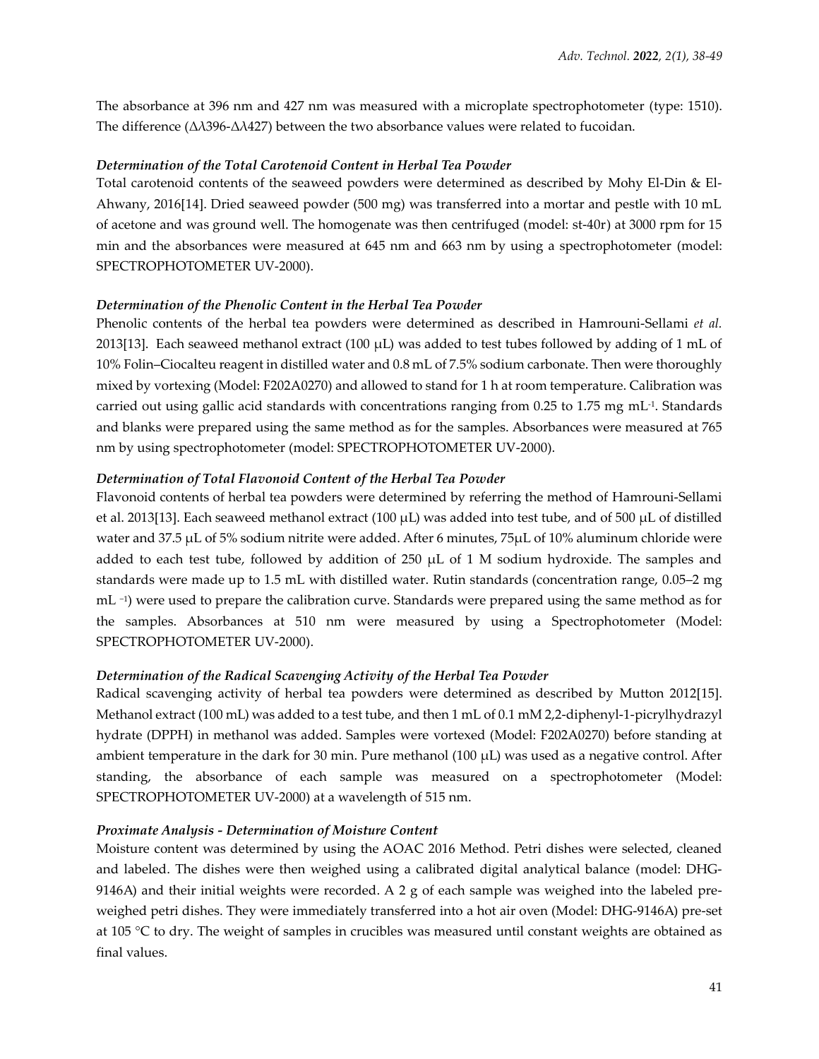The absorbance at 396 nm and 427 nm was measured with a microplate spectrophotometer (type: 1510). The difference ($\Delta\lambda$396-$\Delta\lambda$427) between the two absorbance values were related to fucoidan.

### *Determination of the Total Carotenoid Content in Herbal Tea Powder*

Total carotenoid contents of the seaweed powders were determined as described by Mohy El-Din & El-Ahwany, 2016[14]. Dried seaweed powder (500 mg) was transferred into a mortar and pestle with 10 mL of acetone and was ground well. The homogenate was then centrifuged (model: st-40r) at 3000 rpm for 15 min and the absorbances were measured at 645 nm and 663 nm by using a spectrophotometer (model: SPECTROPHOTOMETER UV-2000).

### *Determination of the Phenolic Content in the Herbal Tea Powder*

Phenolic contents of the herbal tea powders were determined as described in Hamrouni-Sellami *et al.* 2013[13]. Each seaweed methanol extract (100 μL) was added to test tubes followed by adding of 1 mL of 10% Folin–Ciocalteu reagent in distilled water and 0.8 mL of 7.5% sodium carbonate. Then were thoroughly mixed by vortexing (Model: F202A0270) and allowed to stand for 1 h at room temperature. Calibration was carried out using gallic acid standards with concentrations ranging from 0.25 to 1.75 mg $mL^{-1}$. Standards and blanks were prepared using the same method as for the samples. Absorbances were measured at 765 nm by using spectrophotometer (model: SPECTROPHOTOMETER UV-2000).

### *Determination of Total Flavonoid Content of the Herbal Tea Powder*

Flavonoid contents of herbal tea powders were determined by referring the method of Hamrouni-Sellami et al. 2013[13]. Each seaweed methanol extract (100 μL) was added into test tube, and of 500 μL of distilled water and 37.5 μL of 5% sodium nitrite were added. After 6 minutes, 75μL of 10% aluminum chloride were added to each test tube, followed by addition of 250 μL of 1 M sodium hydroxide. The samples and standards were made up to 1.5 mL with distilled water. Rutin standards (concentration range, 0.05–2 mg $mL^{-1}$) were used to prepare the calibration curve. Standards were prepared using the same method as for the samples. Absorbances at 510 nm were measured by using a Spectrophotometer (Model: SPECTROPHOTOMETER UV-2000).

### *Determination of the Radical Scavenging Activity of the Herbal Tea Powder*

Radical scavenging activity of herbal tea powders were determined as described by Mutton 2012[15]. Methanol extract (100 mL) was added to a test tube, and then 1 mL of 0.1 mM 2,2-diphenyl-1-picrylhydrazyl hydrate (DPPH) in methanol was added. Samples were vortexed (Model: F202A0270) before standing at ambient temperature in the dark for 30 min. Pure methanol (100 μL) was used as a negative control. After standing, the absorbance of each sample was measured on a spectrophotometer (Model: SPECTROPHOTOMETER UV-2000) at a wavelength of 515 nm.

### *Proximate Analysis - Determination of Moisture Content*

Moisture content was determined by using the AOAC 2016 Method. Petri dishes were selected, cleaned and labeled. The dishes were then weighed using a calibrated digital analytical balance (model: DHG-9146A) and their initial weights were recorded. A 2 g of each sample was weighed into the labeled pre-weighed petri dishes. They were immediately transferred into a hot air oven (Model: DHG-9146A) pre-set at 105 °C to dry. The weight of samples in crucibles was measured until constant weights are obtained as final values.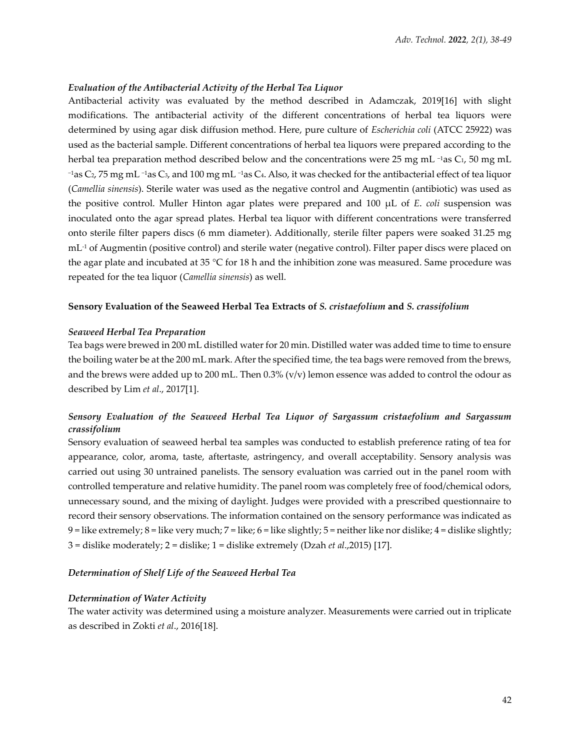*Evaluation of the Antibacterial Activity of the Herbal Tea Liquor*

Antibacterial activity was evaluated by the method described in Adamczak, 2019[16] with slight modifications. The antibacterial activity of the different concentrations of herbal tea liquors were determined by using agar disk diffusion method. Here, pure culture of *Escherichia coli* (ATCC 25922) was used as the bacterial sample. Different concentrations of herbal tea liquors were prepared according to the herbal tea preparation method described below and the concentrations were 25 mg mL $^{-1}$as $C_1$, 50 mg mL $^{-1}$as $C_2$, 75 mg mL $^{-1}$as $C_3$, and 100 mg mL $^{-1}$as $C_4$. Also, it was checked for the antibacterial effect of tea liquor (*Camellia sinensis*). Sterile water was used as the negative control and Augmentin (antibiotic) was used as the positive control. Muller Hinton agar plates were prepared and 100 μL of *E. coli* suspension was inoculated onto the agar spread plates. Herbal tea liquor with different concentrations were transferred onto sterile filter papers discs (6 mm diameter). Additionally, sterile filter papers were soaked 31.25 mg mL$^{-1}$ of Augmentin (positive control) and sterile water (negative control). Filter paper discs were placed on the agar plate and incubated at 35 °C for 18 h and the inhibition zone was measured. Same procedure was repeated for the tea liquor (*Camellia sinensis*) as well.

**Sensory Evaluation of the Seaweed Herbal Tea Extracts of *S. cristaefolium* and *S. crassifolium***

*Seaweed Herbal Tea Preparation*

Tea bags were brewed in 200 mL distilled water for 20 min. Distilled water was added time to time to ensure the boiling water be at the 200 mL mark. After the specified time, the tea bags were removed from the brews, and the brews were added up to 200 mL. Then 0.3% (v/v) lemon essence was added to control the odour as described by Lim *et al*., 2017[1].

*Sensory Evaluation of the Seaweed Herbal Tea Liquor of Sargassum cristaefolium and Sargassum crassifolium*

Sensory evaluation of seaweed herbal tea samples was conducted to establish preference rating of tea for appearance, color, aroma, taste, aftertaste, astringency, and overall acceptability. Sensory analysis was carried out using 30 untrained panelists. The sensory evaluation was carried out in the panel room with controlled temperature and relative humidity. The panel room was completely free of food/chemical odors, unnecessary sound, and the mixing of daylight. Judges were provided with a prescribed questionnaire to record their sensory observations. The information contained on the sensory performance was indicated as 9 = like extremely; 8 = like very much; 7 = like; 6 = like slightly; 5 = neither like nor dislike; 4 = dislike slightly; 3 = dislike moderately; 2 = dislike; 1 = dislike extremely (Dzah *et al*.,2015) [17].

*Determination of Shelf Life of the Seaweed Herbal Tea*

*Determination of Water Activity*

The water activity was determined using a moisture analyzer. Measurements were carried out in triplicate as described in Zokti *et al*., 2016[18].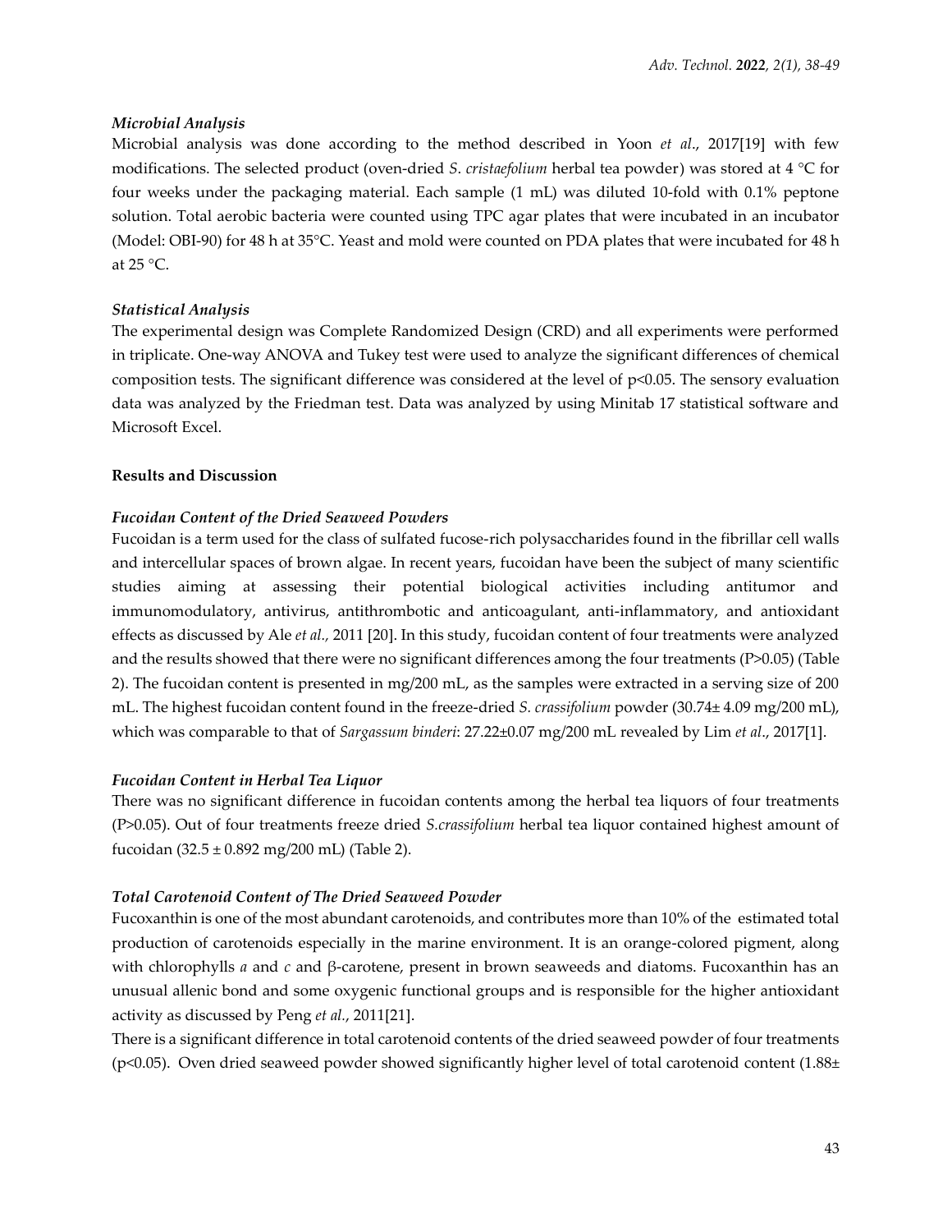### *Microbial Analysis*

Microbial analysis was done according to the method described in Yoon *et al*., 2017[19] with few modifications. The selected product (oven-dried *S. cristaefolium* herbal tea powder) was stored at 4 °C for four weeks under the packaging material. Each sample (1 mL) was diluted 10-fold with 0.1% peptone solution. Total aerobic bacteria were counted using TPC agar plates that were incubated in an incubator (Model: OBI-90) for 48 h at 35°C. Yeast and mold were counted on PDA plates that were incubated for 48 h at 25 °C.

### *Statistical Analysis*

The experimental design was Complete Randomized Design (CRD) and all experiments were performed in triplicate. One-way ANOVA and Tukey test were used to analyze the significant differences of chemical composition tests. The significant difference was considered at the level of $p<0.05$. The sensory evaluation data was analyzed by the Friedman test. Data was analyzed by using Minitab 17 statistical software and Microsoft Excel.

## **Results and Discussion**

### *Fucoidan Content of the Dried Seaweed Powders*

Fucoidan is a term used for the class of sulfated fucose-rich polysaccharides found in the fibrillar cell walls and intercellular spaces of brown algae. In recent years, fucoidan have been the subject of many scientific studies aiming at assessing their potential biological activities including antitumor and immunomodulatory, antivirus, antithrombotic and anticoagulant, anti-inflammatory, and antioxidant effects as discussed by Ale *et al.,* 2011 [20]. In this study, fucoidan content of four treatments were analyzed and the results showed that there were no significant differences among the four treatments ($P>0.05$) (Table 2). The fucoidan content is presented in mg/200 mL, as the samples were extracted in a serving size of 200 mL. The highest fucoidan content found in the freeze-dried *S. crassifolium* powder (30.74± 4.09 mg/200 mL), which was comparable to that of *Sargassum binderi*: 27.22±0.07 mg/200 mL revealed by Lim *et al*., 2017[1].

### *Fucoidan Content in Herbal Tea Liquor*

There was no significant difference in fucoidan contents among the herbal tea liquors of four treatments ($P>0.05$). Out of four treatments freeze dried *S.crassifolium* herbal tea liquor contained highest amount of fucoidan (32.5 ± 0.892 mg/200 mL) (Table 2).

### *Total Carotenoid Content of The Dried Seaweed Powder*

Fucoxanthin is one of the most abundant carotenoids, and contributes more than 10% of the estimated total production of carotenoids especially in the marine environment. It is an orange-colored pigment, along with chlorophylls *a* and *c* and β-carotene, present in brown seaweeds and diatoms. Fucoxanthin has an unusual allenic bond and some oxygenic functional groups and is responsible for the higher antioxidant activity as discussed by Peng *et al.*, 2011[21].

There is a significant difference in total carotenoid contents of the dried seaweed powder of four treatments ($p<0.05$). Oven dried seaweed powder showed significantly higher level of total carotenoid content (1.88±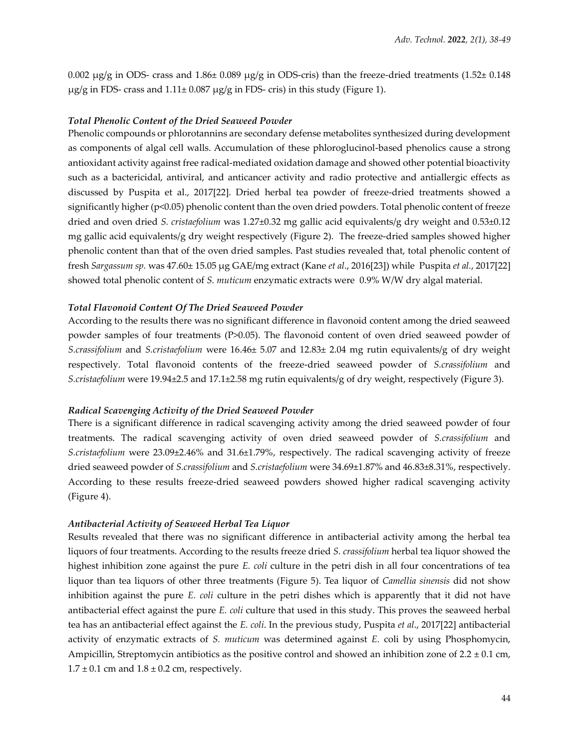0.002 μg/g in ODS- crass and 1.86± 0.089 μg/g in ODS-cris) than the freeze-dried treatments (1.52± 0.148 μg/g in FDS- crass and 1.11± 0.087 μg/g in FDS- cris) in this study (Figure 1).

***Total Phenolic Content of the Dried Seaweed Powder***

Phenolic compounds or phlorotannins are secondary defense metabolites synthesized during development as components of algal cell walls. Accumulation of these phloroglucinol-based phenolics cause a strong antioxidant activity against free radical-mediated oxidation damage and showed other potential bioactivity such as a bactericidal, antiviral, and anticancer activity and radio protective and antiallergic effects as discussed by Puspita et al., 2017[22]. Dried herbal tea powder of freeze-dried treatments showed a significantly higher ($p<0.05$) phenolic content than the oven dried powders. Total phenolic content of freeze dried and oven dried *S. cristaefolium* was 1.27±0.32 mg gallic acid equivalents/g dry weight and 0.53±0.12 mg gallic acid equivalents/g dry weight respectively (Figure 2). The freeze-dried samples showed higher phenolic content than that of the oven dried samples. Past studies revealed that, total phenolic content of fresh *Sargassum sp.* was 47.60± 15.05 μg GAE/mg extract (Kane *et al*., 2016[23]) while Puspita *et al.*, 2017[22] showed total phenolic content of *S. muticum* enzymatic extracts were 0.9% W/W dry algal material.

***Total Flavonoid Content Of The Dried Seaweed Powder***

According to the results there was no significant difference in flavonoid content among the dried seaweed powder samples of four treatments ($P>0.05$). The flavonoid content of oven dried seaweed powder of *S.crassifolium* and *S.cristaefolium* were 16.46± 5.07 and 12.83± 2.04 mg rutin equivalents/g of dry weight respectively. Total flavonoid contents of the freeze-dried seaweed powder of *S.crassifolium* and *S.cristaefolium* were 19.94±2.5 and 17.1±2.58 mg rutin equivalents/g of dry weight, respectively (Figure 3).

***Radical Scavenging Activity of the Dried Seaweed Powder***

There is a significant difference in radical scavenging activity among the dried seaweed powder of four treatments. The radical scavenging activity of oven dried seaweed powder of *S.crassifolium* and *S.cristaefolium* were 23.09±2.46% and 31.6±1.79%, respectively. The radical scavenging activity of freeze dried seaweed powder of *S.crassifolium* and *S.cristaefolium* were 34.69±1.87% and 46.83±8.31%, respectively. According to these results freeze-dried seaweed powders showed higher radical scavenging activity (Figure 4).

***Antibacterial Activity of Seaweed Herbal Tea Liquor***

Results revealed that there was no significant difference in antibacterial activity among the herbal tea liquors of four treatments. According to the results freeze dried *S. crassifolium* herbal tea liquor showed the highest inhibition zone against the pure *E. coli* culture in the petri dish in all four concentrations of tea liquor than tea liquors of other three treatments (Figure 5). Tea liquor of *Camellia sinensis* did not show inhibition against the pure *E. coli* culture in the petri dishes which is apparently that it did not have antibacterial effect against the pure *E. coli* culture that used in this study. This proves the seaweed herbal tea has an antibacterial effect against the *E. coli*. In the previous study, Puspita *et al*., 2017[22] antibacterial activity of enzymatic extracts of *S. muticum* was determined against *E.* coli by using Phosphomycin, Ampicillin, Streptomycin antibiotics as the positive control and showed an inhibition zone of 2.2 ± 0.1 cm, 1.7 ± 0.1 cm and 1.8 ± 0.2 cm, respectively.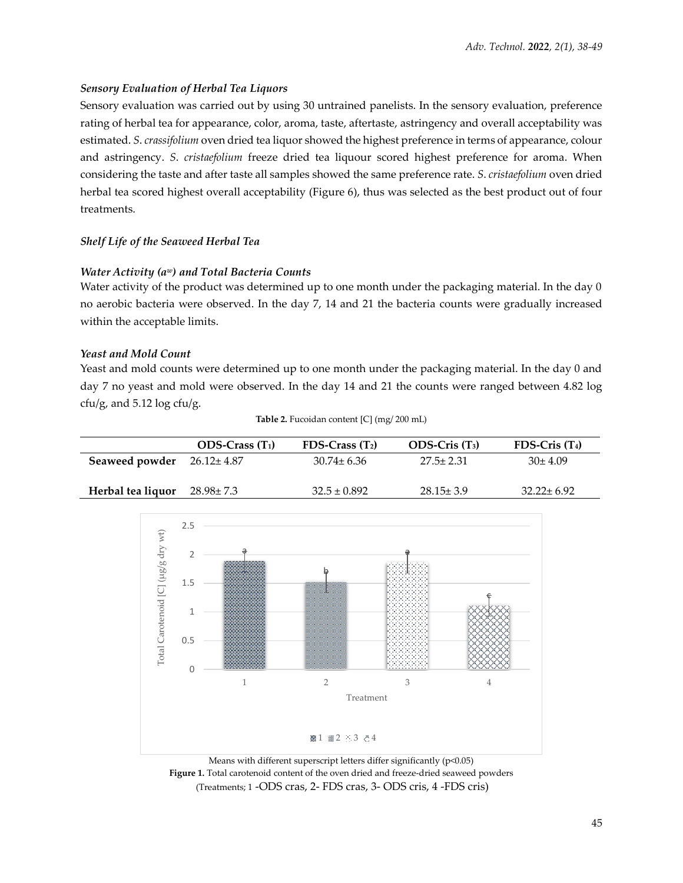### *Sensory Evaluation of Herbal Tea Liquors*

Sensory evaluation was carried out by using 30 untrained panelists. In the sensory evaluation, preference rating of herbal tea for appearance, color, aroma, taste, aftertaste, astringency and overall acceptability was estimated. *S. crassifolium* oven dried tea liquor showed the highest preference in terms of appearance, colour and astringency. *S. cristaefolium* freeze dried tea liquour scored highest preference for aroma. When considering the taste and after taste all samples showed the same preference rate. *S. cristaefolium* oven dried herbal tea scored highest overall acceptability (Figure 6), thus was selected as the best product out of four treatments.

### *Shelf Life of the Seaweed Herbal Tea*

### *Water Activity ($a_w$) and Total Bacteria Counts*

Water activity of the product was determined up to one month under the packaging material. In the day 0 no aerobic bacteria were observed. In the day 7, 14 and 21 the bacteria counts were gradually increased within the acceptable limits.

### *Yeast and Mold Count*

Yeast and mold counts were determined up to one month under the packaging material. In the day 0 and day 7 no yeast and mold were observed. In the day 14 and 21 the counts were ranged between 4.82 log cfu/g, and 5.12 log cfu/g.

**Table 2.** Fucoidan content [C] (mg/ 200 mL)

| | ODS-Crass ($T_1$) | FDS-Crass ($T_2$) | ODS-Cris ($T_3$) | FDS-Cris ($T_4$) |
|---|---|---|---|---|
| **Seaweed powder** | 26.12± 4.87 | 30.74± 6.36 | 27.5± 2.31 | 30± 4.09 |
| **Herbal tea liquor** | 28.98± 7.3 | 32.5 ± 0.892 | 28.15± 3.9 | 32.22± 6.92 |

Means with different superscript letters differ significantly (p<0.05)

**Figure 1.** Total carotenoid content of the oven dried and freeze-dried seaweed powders (Treatments; 1 -ODS cras, 2- FDS cras, 3- ODS cris, 4 -FDS cris)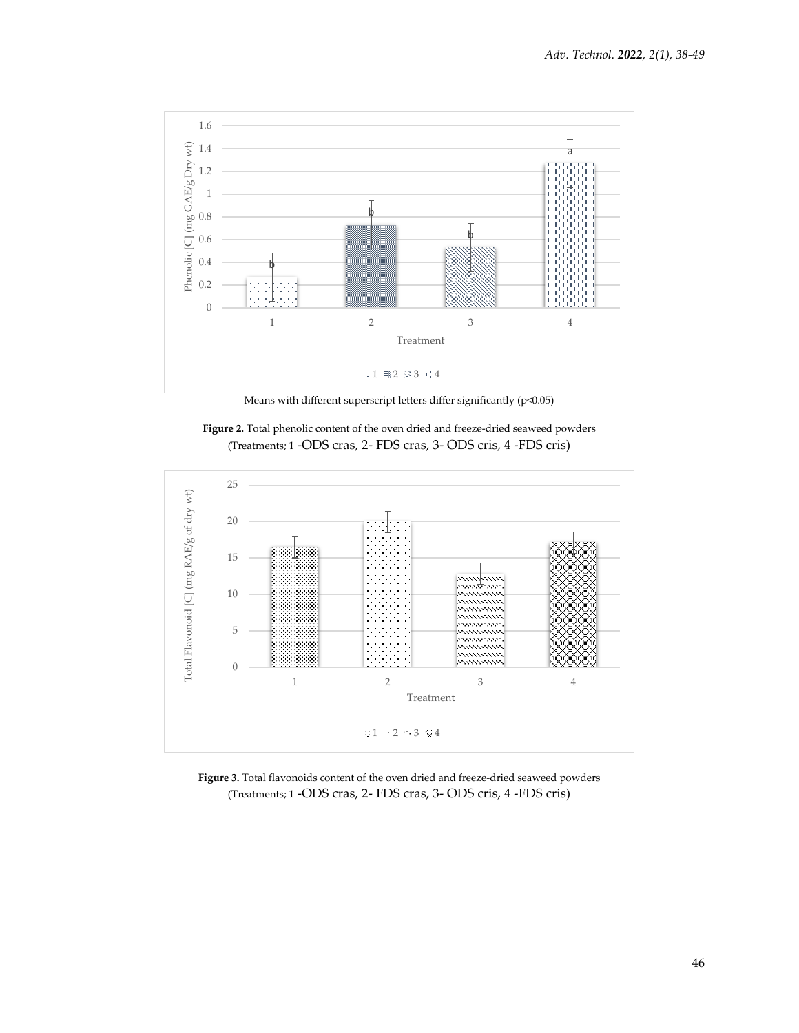Means with different superscript letters differ significantly (p<0.05)

**Figure 2.** Total phenolic content of the oven dried and freeze-dried seaweed powders (Treatments; 1 -ODS cras, 2- FDS cras, 3- ODS cris, 4 -FDS cris)

**Figure 3.** Total flavonoids content of the oven dried and freeze-dried seaweed powders (Treatments; 1 -ODS cras, 2- FDS cras, 3- ODS cris, 4 -FDS cris)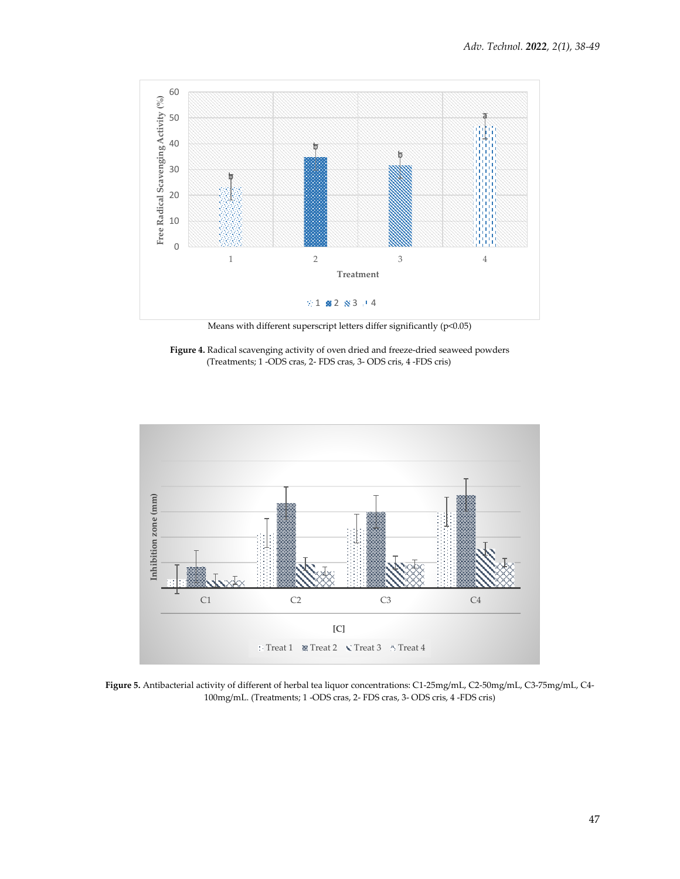Means with different superscript letters differ significantly (p<0.05)

**Figure 4.** Radical scavenging activity of oven dried and freeze-dried seaweed powders (Treatments; 1 -ODS cras, 2- FDS cras, 3- ODS cris, 4 -FDS cris)

**Figure 5.** Antibacterial activity of different of herbal tea liquor concentrations: C1-25mg/mL, C2-50mg/mL, C3-75mg/mL, C4-100mg/mL. (Treatments; 1 -ODS cras, 2- FDS cras, 3- ODS cris, 4 -FDS cris)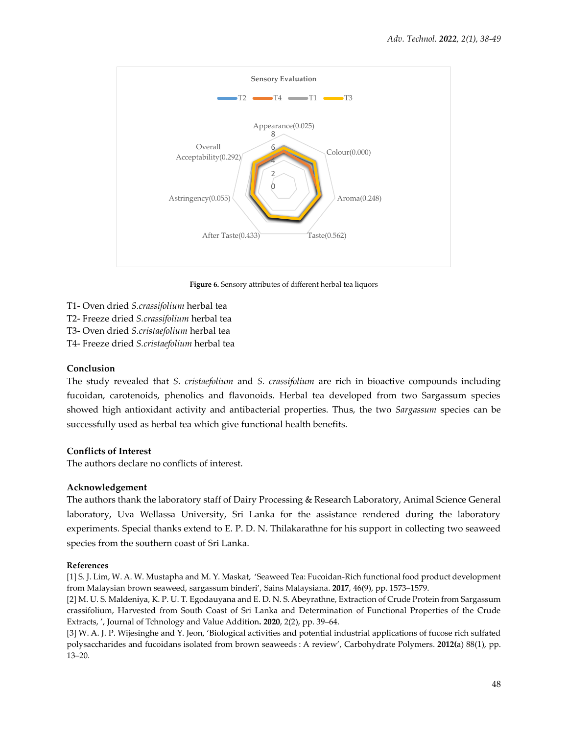Figure 6. Sensory attributes of different herbal tea liquors

T1- Oven dried *S.crassifolium* herbal tea
T2- Freeze dried *S.crassifolium* herbal tea
T3- Oven dried *S.cristaefolium* herbal tea
T4- Freeze dried *S.cristaefolium* herbal tea

## Conclusion

The study revealed that *S. cristaefolium* and *S. crassifolium* are rich in bioactive compounds including fucoidan, carotenoids, phenolics and flavonoids. Herbal tea developed from two Sargassum species showed high antioxidant activity and antibacterial properties. Thus, the two *Sargassum* species can be successfully used as herbal tea which give functional health benefits.

## Conflicts of Interest

The authors declare no conflicts of interest.

## Acknowledgement

The authors thank the laboratory staff of Dairy Processing & Research Laboratory, Animal Science General laboratory, Uva Wellassa University, Sri Lanka for the assistance rendered during the laboratory experiments. Special thanks extend to E. P. D. N. Thilakarathne for his support in collecting two seaweed species from the southern coast of Sri Lanka.

## References

[1] S. J. Lim, W. A. W. Mustapha and M. Y. Maskat, 'Seaweed Tea: Fucoidan-Rich functional food product development from Malaysian brown seaweed, sargassum binderi', Sains Malaysiana. **2017**, 46(9), pp. 1573–1579.

[2] M. U. S. Maldeniya, K. P. U. T. Egodauyana and E. D. N. S. Abeyrathne, Extraction of Crude Protein from Sargassum crassifolium, Harvested from South Coast of Sri Lanka and Determination of Functional Properties of the Crude Extracts, ', Journal of Tchnology and Value Addition**. 2020**, 2(2), pp. 39–64.

[3] W. A. J. P. Wijesinghe and Y. Jeon, 'Biological activities and potential industrial applications of fucose rich sulfated polysaccharides and fucoidans isolated from brown seaweeds : A review', Carbohydrate Polymers. **2012(**a) 88(1), pp. 13–20.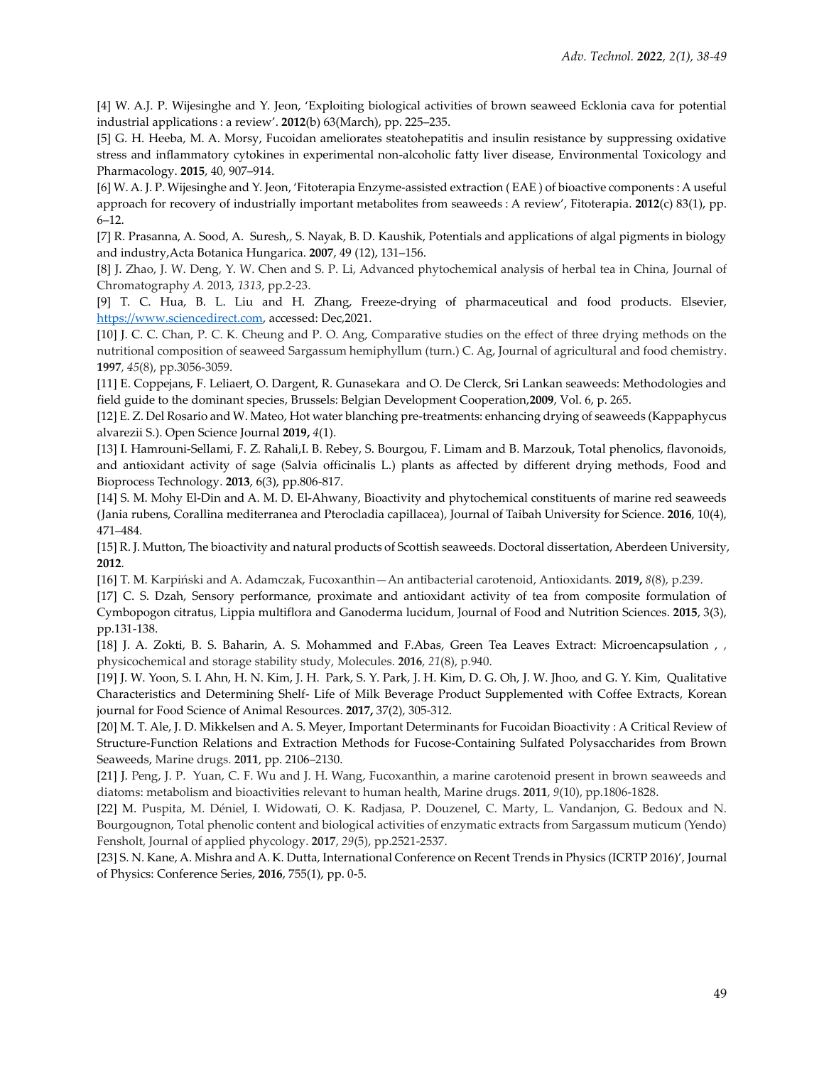[4] W. A.J. P. Wijesinghe and Y. Jeon, 'Exploiting biological activities of brown seaweed Ecklonia cava for potential industrial applications : a review'. **2012**(b) 63(March), pp. 225–235.

[5] G. H. Heeba, M. A. Morsy, Fucoidan ameliorates steatohepatitis and insulin resistance by suppressing oxidative stress and inflammatory cytokines in experimental non-alcoholic fatty liver disease, Environmental Toxicology and Pharmacology. **2015**, 40, 907–914.

[6] W. A. J. P. Wijesinghe and Y. Jeon, 'Fitoterapia Enzyme-assisted extraction ( EAE ) of bioactive components : A useful approach for recovery of industrially important metabolites from seaweeds : A review', Fitoterapia. **2012**(c) 83(1), pp. 6–12.

[7] R. Prasanna, A. Sood, A. Suresh,, S. Nayak, B. D. Kaushik, Potentials and applications of algal pigments in biology and industry,Acta Botanica Hungarica. **2007**, 49 (12), 131–156.

[8] J. Zhao, J. W. Deng, Y. W. Chen and S. P. Li, Advanced phytochemical analysis of herbal tea in China, Journal of Chromatography *A*. 2013, *1313*, pp.2-23.

[9] T. C. Hua, B. L. Liu and H. Zhang, Freeze-drying of pharmaceutical and food products. Elsevier, https://www.sciencedirect.com, accessed: Dec,2021.

[10] J. C. C. Chan, P. C. K. Cheung and P. O. Ang, Comparative studies on the effect of three drying methods on the nutritional composition of seaweed Sargassum hemiphyllum (turn.) C. Ag, Journal of agricultural and food chemistry. **1997**, *45*(8), pp.3056-3059.

[11] E. Coppejans, F. Leliaert, O. Dargent, R. Gunasekara and O. De Clerck, Sri Lankan seaweeds: Methodologies and field guide to the dominant species, Brussels: Belgian Development Cooperation,**2009**, Vol. 6, p. 265.

[12] E. Z. Del Rosario and W. Mateo, Hot water blanching pre-treatments: enhancing drying of seaweeds (Kappaphycus alvarezii S.). Open Science Journal **2019,** *4*(1).

[13] I. Hamrouni-Sellami, F. Z. Rahali,I. B. Rebey, S. Bourgou, F. Limam and B. Marzouk, Total phenolics, flavonoids, and antioxidant activity of sage (Salvia officinalis L.) plants as affected by different drying methods, Food and Bioprocess Technology. **2013**, 6(3), pp.806-817.

[14] S. M. Mohy El-Din and A. M. D. El-Ahwany, Bioactivity and phytochemical constituents of marine red seaweeds (Jania rubens, Corallina mediterranea and Pterocladia capillacea), Journal of Taibah University for Science. **2016**, 10(4), 471–484.

[15] R. J. Mutton, The bioactivity and natural products of Scottish seaweeds. Doctoral dissertation, Aberdeen University, **2012**.

[16] T. M. Karpiński and A. Adamczak, Fucoxanthin—An antibacterial carotenoid, Antioxidants. **2019,** *8*(8), p.239.

[17] C. S. Dzah, Sensory performance, proximate and antioxidant activity of tea from composite formulation of Cymbopogon citratus, Lippia multiflora and Ganoderma lucidum, Journal of Food and Nutrition Sciences. **2015**, 3(3), pp.131-138.

[18] J. A. Zokti, B. S. Baharin, A. S. Mohammed and F.Abas, Green Tea Leaves Extract: Microencapsulation , , physicochemical and storage stability study, Molecules. **2016**, *21*(8), p.940.

[19] J. W. Yoon, S. I. Ahn, H. N. Kim, J. H. Park, S. Y. Park, J. H. Kim, D. G. Oh, J. W. Jhoo, and G. Y. Kim, Qualitative Characteristics and Determining Shelf- Life of Milk Beverage Product Supplemented with Coffee Extracts, Korean journal for Food Science of Animal Resources. **2017,** 37(2), 305-312.

[20] M. T. Ale, J. D. Mikkelsen and A. S. Meyer, Important Determinants for Fucoidan Bioactivity : A Critical Review of Structure-Function Relations and Extraction Methods for Fucose-Containing Sulfated Polysaccharides from Brown Seaweeds, Marine drugs. **2011**, pp. 2106–2130.

[21] J. Peng, J. P. Yuan, C. F. Wu and J. H. Wang, Fucoxanthin, a marine carotenoid present in brown seaweeds and diatoms: metabolism and bioactivities relevant to human health, Marine drugs. **2011**, *9*(10), pp.1806-1828.

[22] M. Puspita, M. Déniel, I. Widowati, O. K. Radjasa, P. Douzenel, C. Marty, L. Vandanjon, G. Bedoux and N. Bourgougnon, Total phenolic content and biological activities of enzymatic extracts from Sargassum muticum (Yendo) Fensholt, Journal of applied phycology. **2017**, *29*(5), pp.2521-2537.

[23] S. N. Kane, A. Mishra and A. K. Dutta, International Conference on Recent Trends in Physics (ICRTP 2016)', Journal of Physics: Conference Series, **2016**, 755(1), pp. 0-5.